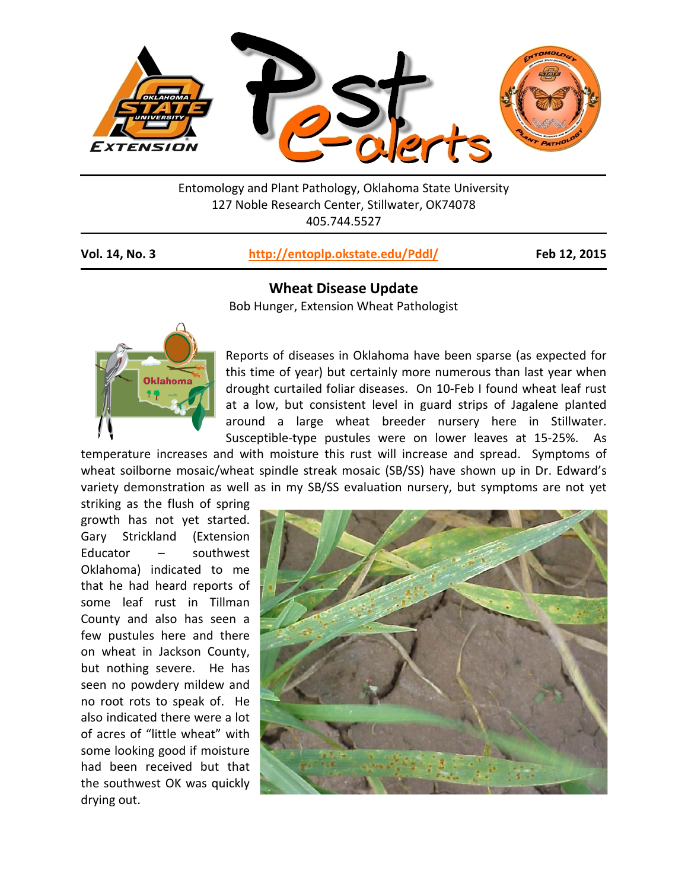Entomology and Plant Pathology, Oklahoma State University
127 Noble Research Center, Stillwater, OK74078
405.744.5527

**Vol. 14, No. 3** | **http://entoplp.okstate.edu/Pddl/** | **Feb 12, 2015**

## Wheat Disease Update

Bob Hunger, Extension Wheat Pathologist

Reports of diseases in Oklahoma have been sparse (as expected for this time of year) but certainly more numerous than last year when drought curtailed foliar diseases. On 10-Feb I found wheat leaf rust at a low, but consistent level in guard strips of Jagalene planted around a large wheat breeder nursery here in Stillwater. Susceptible-type pustules were on lower leaves at 15-25%. As temperature increases and with moisture this rust will increase and spread. Symptoms of wheat soilborne mosaic/wheat spindle streak mosaic (SB/SS) have shown up in Dr. Edward's variety demonstration as well as in my SB/SS evaluation nursery, but symptoms are not yet striking as the flush of spring growth has not yet started. Gary Strickland (Extension Educator – southwest Oklahoma) indicated to me that he had heard reports of some leaf rust in Tillman County and also has seen a few pustules here and there on wheat in Jackson County, but nothing severe. He has seen no powdery mildew and no root rots to speak of. He also indicated there were a lot of acres of "little wheat" with some looking good if moisture had been received but that the southwest OK was quickly drying out.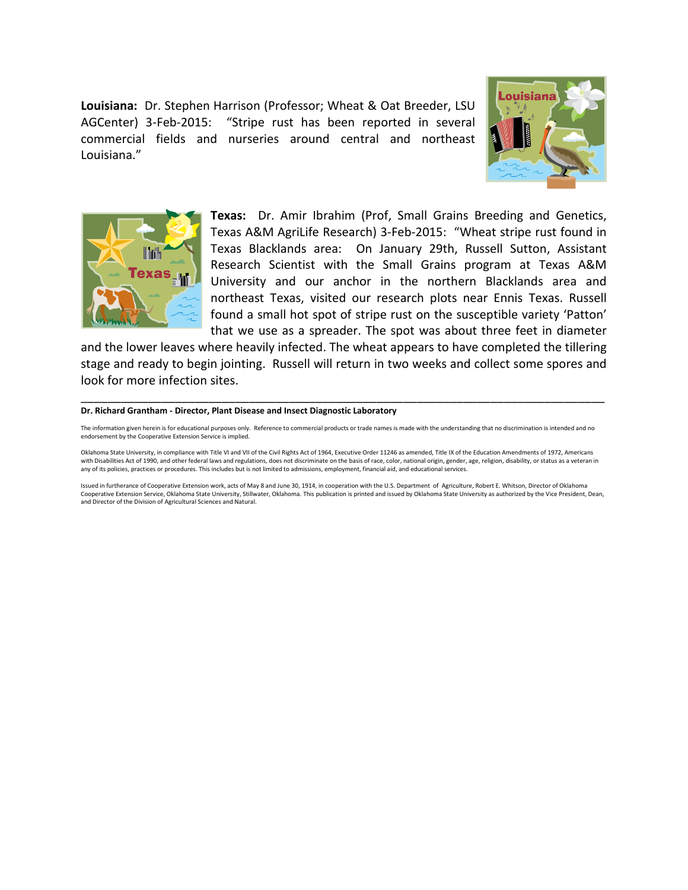**Louisiana:** Dr. Stephen Harrison (Professor; Wheat & Oat Breeder, LSU AGCenter) 3-Feb-2015: "Stripe rust has been reported in several commercial fields and nurseries around central and northeast Louisiana."

**Texas:** Dr. Amir Ibrahim (Prof, Small Grains Breeding and Genetics, Texas A&M AgriLife Research) 3-Feb-2015: "Wheat stripe rust found in Texas Blacklands area: On January 29th, Russell Sutton, Assistant Research Scientist with the Small Grains program at Texas A&M University and our anchor in the northern Blacklands area and northeast Texas, visited our research plots near Ennis Texas. Russell found a small hot spot of stripe rust on the susceptible variety 'Patton' that we use as a spreader. The spot was about three feet in diameter and the lower leaves where heavily infected. The wheat appears to have completed the tillering stage and ready to begin jointing. Russell will return in two weeks and collect some spores and look for more infection sites.

---

**Dr. Richard Grantham - Director, Plant Disease and Insect Diagnostic Laboratory**

The information given herein is for educational purposes only. Reference to commercial products or trade names is made with the understanding that no discrimination is intended and no endorsement by the Cooperative Extension Service is implied.

Oklahoma State University, in compliance with Title VI and VII of the Civil Rights Act of 1964, Executive Order 11246 as amended, Title IX of the Education Amendments of 1972, Americans with Disabilities Act of 1990, and other federal laws and regulations, does not discriminate on the basis of race, color, national origin, gender, age, religion, disability, or status as a veteran in any of its policies, practices or procedures. This includes but is not limited to admissions, employment, financial aid, and educational services.

Issued in furtherance of Cooperative Extension work, acts of May 8 and June 30, 1914, in cooperation with the U.S. Department of Agriculture, Robert E. Whitson, Director of Oklahoma Cooperative Extension Service, Oklahoma State University, Stillwater, Oklahoma. This publication is printed and issued by Oklahoma State University as authorized by the Vice President, Dean, and Director of the Division of Agricultural Sciences and Natural.